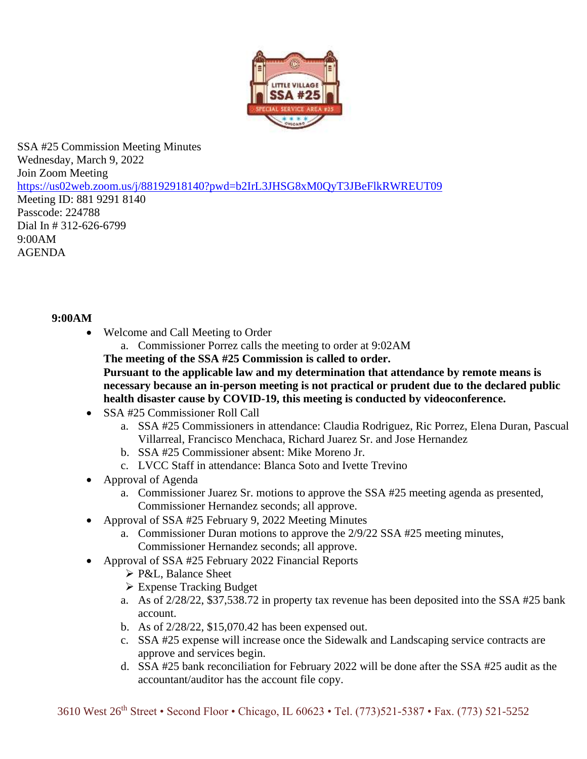SSA #25 Commission Meeting Minutes
Wednesday, March 9, 2022
Join Zoom Meeting
https://us02web.zoom.us/j/88192918140?pwd=b2IrL3JHSG8xM0QyT3JBeFlkRWREUT09
Meeting ID: 881 9291 8140
Passcode: 224788
Dial In # 312-626-6799
9:00AM
AGENDA

**9:00AM**

- Welcome and Call Meeting to Order
    a. Commissioner Porrez calls the meeting to order at 9:02AM

  **The meeting of the SSA #25 Commission is called to order.**
  **Pursuant to the applicable law and my determination that attendance by remote means is necessary because an in-person meeting is not practical or prudent due to the declared public health disaster cause by COVID-19, this meeting is conducted by videoconference.**
- SSA #25 Commissioner Roll Call
    a. SSA #25 Commissioners in attendance: Claudia Rodriguez, Ric Porrez, Elena Duran, Pascual Villarreal, Francisco Menchaca, Richard Juarez Sr. and Jose Hernandez
    b. SSA #25 Commissioner absent: Mike Moreno Jr.
    c. LVCC Staff in attendance: Blanca Soto and Ivette Trevino
- Approval of Agenda
    a. Commissioner Juarez Sr. motions to approve the SSA #25 meeting agenda as presented, Commissioner Hernandez seconds; all approve.
- Approval of SSA #25 February 9, 2022 Meeting Minutes
    a. Commissioner Duran motions to approve the 2/9/22 SSA #25 meeting minutes, Commissioner Hernandez seconds; all approve.
- Approval of SSA #25 February 2022 Financial Reports
    - P&L, Balance Sheet
    - Expense Tracking Budget

    a. As of 2/28/22, $37,538.72 in property tax revenue has been deposited into the SSA #25 bank account.
    b. As of 2/28/22, $15,070.42 has been expensed out.
    c. SSA #25 expense will increase once the Sidewalk and Landscaping service contracts are approve and services begin.
    d. SSA #25 bank reconciliation for February 2022 will be done after the SSA #25 audit as the accountant/auditor has the account file copy.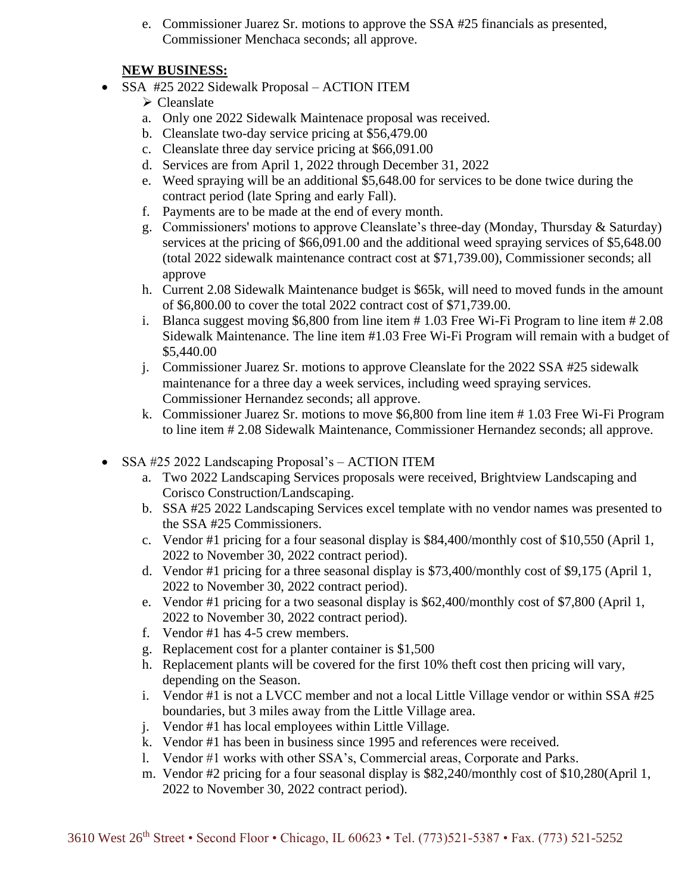e. Commissioner Juarez Sr. motions to approve the SSA #25 financials as presented, Commissioner Menchaca seconds; all approve.

**NEW BUSINESS:**

- SSA #25 2022 Sidewalk Proposal – ACTION ITEM
  - Cleanslate

  a. Only one 2022 Sidewalk Maintenace proposal was received.
  b. Cleanslate two-day service pricing at $56,479.00
  c. Cleanslate three day service pricing at $66,091.00
  d. Services are from April 1, 2022 through December 31, 2022
  e. Weed spraying will be an additional $5,648.00 for services to be done twice during the contract period (late Spring and early Fall).
  f. Payments are to be made at the end of every month.
  g. Commissioners' motions to approve Cleanslate's three-day (Monday, Thursday & Saturday) services at the pricing of $66,091.00 and the additional weed spraying services of $5,648.00 (total 2022 sidewalk maintenance contract cost at $71,739.00), Commissioner seconds; all approve
  h. Current 2.08 Sidewalk Maintenance budget is $65k, will need to moved funds in the amount of $6,800.00 to cover the total 2022 contract cost of $71,739.00.
  i. Blanca suggest moving $6,800 from line item # 1.03 Free Wi-Fi Program to line item # 2.08 Sidewalk Maintenance. The line item #1.03 Free Wi-Fi Program will remain with a budget of $5,440.00
  j. Commissioner Juarez Sr. motions to approve Cleanslate for the 2022 SSA #25 sidewalk maintenance for a three day a week services, including weed spraying services. Commissioner Hernandez seconds; all approve.
  k. Commissioner Juarez Sr. motions to move $6,800 from line item # 1.03 Free Wi-Fi Program to line item # 2.08 Sidewalk Maintenance, Commissioner Hernandez seconds; all approve.

- SSA #25 2022 Landscaping Proposal's – ACTION ITEM

  a. Two 2022 Landscaping Services proposals were received, Brightview Landscaping and Corisco Construction/Landscaping.
  b. SSA #25 2022 Landscaping Services excel template with no vendor names was presented to the SSA #25 Commissioners.
  c. Vendor #1 pricing for a four seasonal display is $84,400/monthly cost of $10,550 (April 1, 2022 to November 30, 2022 contract period).
  d. Vendor #1 pricing for a three seasonal display is $73,400/monthly cost of $9,175 (April 1, 2022 to November 30, 2022 contract period).
  e. Vendor #1 pricing for a two seasonal display is $62,400/monthly cost of $7,800 (April 1, 2022 to November 30, 2022 contract period).
  f. Vendor #1 has 4-5 crew members.
  g. Replacement cost for a planter container is $1,500
  h. Replacement plants will be covered for the first 10% theft cost then pricing will vary, depending on the Season.
  i. Vendor #1 is not a LVCC member and not a local Little Village vendor or within SSA #25 boundaries, but 3 miles away from the Little Village area.
  j. Vendor #1 has local employees within Little Village.
  k. Vendor #1 has been in business since 1995 and references were received.
  l. Vendor #1 works with other SSA's, Commercial areas, Corporate and Parks.
  m. Vendor #2 pricing for a four seasonal display is $82,240/monthly cost of $10,280(April 1, 2022 to November 30, 2022 contract period).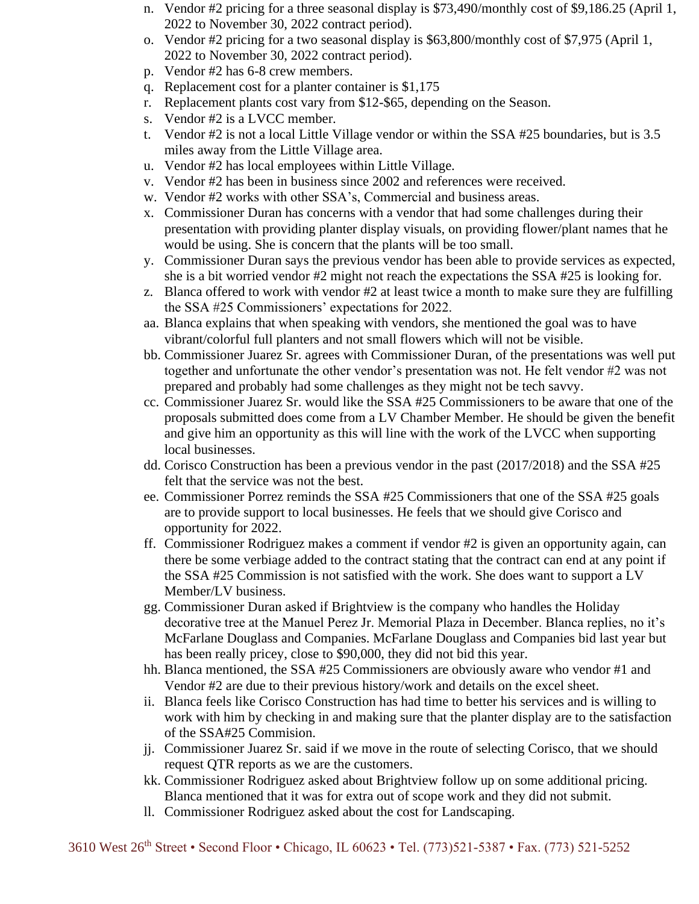n. Vendor #2 pricing for a three seasonal display is $73,490/monthly cost of $9,186.25 (April 1, 2022 to November 30, 2022 contract period).
o. Vendor #2 pricing for a two seasonal display is $63,800/monthly cost of $7,975 (April 1, 2022 to November 30, 2022 contract period).
p. Vendor #2 has 6-8 crew members.
q. Replacement cost for a planter container is $1,175
r. Replacement plants cost vary from $12-$65, depending on the Season.
s. Vendor #2 is a LVCC member.
t. Vendor #2 is not a local Little Village vendor or within the SSA #25 boundaries, but is 3.5 miles away from the Little Village area.
u. Vendor #2 has local employees within Little Village.
v. Vendor #2 has been in business since 2002 and references were received.
w. Vendor #2 works with other SSA's, Commercial and business areas.
x. Commissioner Duran has concerns with a vendor that had some challenges during their presentation with providing planter display visuals, on providing flower/plant names that he would be using. She is concern that the plants will be too small.
y. Commissioner Duran says the previous vendor has been able to provide services as expected, she is a bit worried vendor #2 might not reach the expectations the SSA #25 is looking for.
z. Blanca offered to work with vendor #2 at least twice a month to make sure they are fulfilling the SSA #25 Commissioners' expectations for 2022.
aa. Blanca explains that when speaking with vendors, she mentioned the goal was to have vibrant/colorful full planters and not small flowers which will not be visible.
bb. Commissioner Juarez Sr. agrees with Commissioner Duran, of the presentations was well put together and unfortunate the other vendor's presentation was not. He felt vendor #2 was not prepared and probably had some challenges as they might not be tech savvy.
cc. Commissioner Juarez Sr. would like the SSA #25 Commissioners to be aware that one of the proposals submitted does come from a LV Chamber Member. He should be given the benefit and give him an opportunity as this will line with the work of the LVCC when supporting local businesses.
dd. Corisco Construction has been a previous vendor in the past (2017/2018) and the SSA #25 felt that the service was not the best.
ee. Commissioner Porrez reminds the SSA #25 Commissioners that one of the SSA #25 goals are to provide support to local businesses. He feels that we should give Corisco and opportunity for 2022.
ff. Commissioner Rodriguez makes a comment if vendor #2 is given an opportunity again, can there be some verbiage added to the contract stating that the contract can end at any point if the SSA #25 Commission is not satisfied with the work. She does want to support a LV Member/LV business.
gg. Commissioner Duran asked if Brightview is the company who handles the Holiday decorative tree at the Manuel Perez Jr. Memorial Plaza in December. Blanca replies, no it's McFarlane Douglass and Companies. McFarlane Douglass and Companies bid last year but has been really pricey, close to $90,000, they did not bid this year.
hh. Blanca mentioned, the SSA #25 Commissioners are obviously aware who vendor #1 and Vendor #2 are due to their previous history/work and details on the excel sheet.
ii. Blanca feels like Corisco Construction has had time to better his services and is willing to work with him by checking in and making sure that the planter display are to the satisfaction of the SSA#25 Commision.
jj. Commissioner Juarez Sr. said if we move in the route of selecting Corisco, that we should request QTR reports as we are the customers.
kk. Commissioner Rodriguez asked about Brightview follow up on some additional pricing. Blanca mentioned that it was for extra out of scope work and they did not submit.
ll. Commissioner Rodriguez asked about the cost for Landscaping.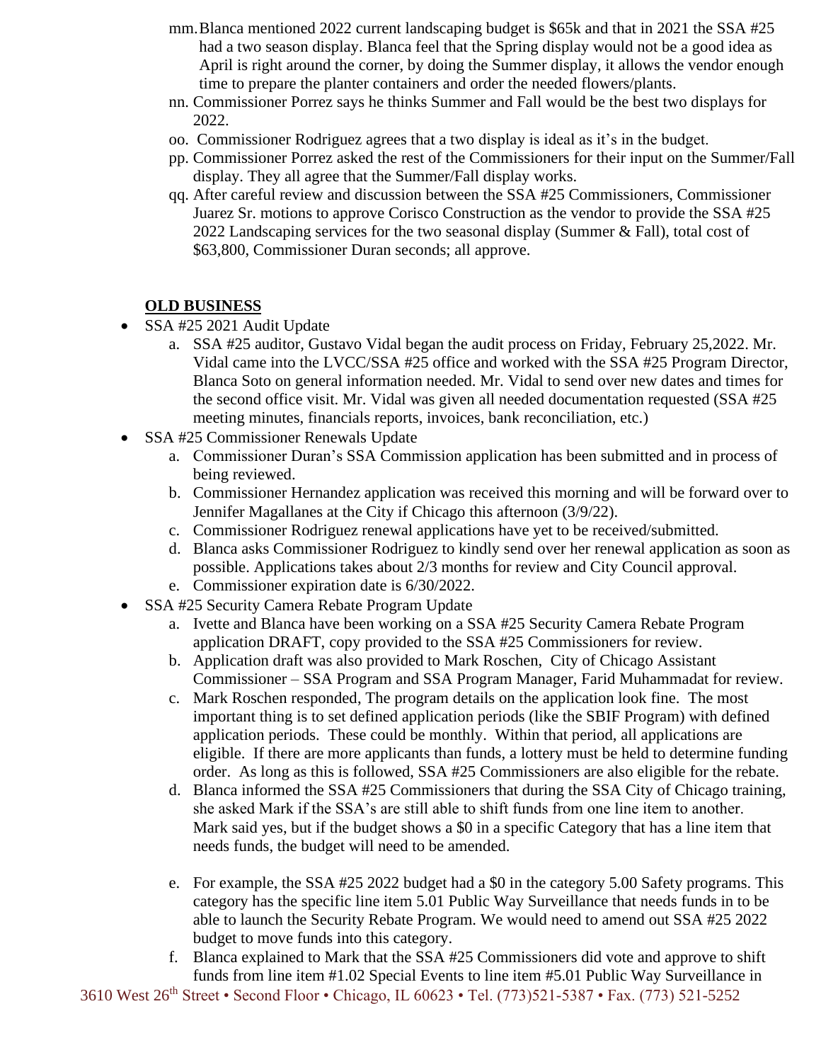mm. Blanca mentioned 2022 current landscaping budget is $65k and that in 2021 the SSA #25 had a two season display. Blanca feel that the Spring display would not be a good idea as April is right around the corner, by doing the Summer display, it allows the vendor enough time to prepare the planter containers and order the needed flowers/plants.

nn. Commissioner Porrez says he thinks Summer and Fall would be the best two displays for 2022.

oo. Commissioner Rodriguez agrees that a two display is ideal as it's in the budget.

pp. Commissioner Porrez asked the rest of the Commissioners for their input on the Summer/Fall display. They all agree that the Summer/Fall display works.

qq. After careful review and discussion between the SSA #25 Commissioners, Commissioner Juarez Sr. motions to approve Corisco Construction as the vendor to provide the SSA #25 2022 Landscaping services for the two seasonal display (Summer & Fall), total cost of $63,800, Commissioner Duran seconds; all approve.

**OLD BUSINESS**

- SSA #25 2021 Audit Update
  a. SSA #25 auditor, Gustavo Vidal began the audit process on Friday, February 25,2022. Mr. Vidal came into the LVCC/SSA #25 office and worked with the SSA #25 Program Director, Blanca Soto on general information needed. Mr. Vidal to send over new dates and times for the second office visit. Mr. Vidal was given all needed documentation requested (SSA #25 meeting minutes, financials reports, invoices, bank reconciliation, etc.)
- SSA #25 Commissioner Renewals Update
  a. Commissioner Duran's SSA Commission application has been submitted and in process of being reviewed.
  b. Commissioner Hernandez application was received this morning and will be forward over to Jennifer Magallanes at the City if Chicago this afternoon (3/9/22).
  c. Commissioner Rodriguez renewal applications have yet to be received/submitted.
  d. Blanca asks Commissioner Rodriguez to kindly send over her renewal application as soon as possible. Applications takes about 2/3 months for review and City Council approval.
  e. Commissioner expiration date is 6/30/2022.
- SSA #25 Security Camera Rebate Program Update
  a. Ivette and Blanca have been working on a SSA #25 Security Camera Rebate Program application DRAFT, copy provided to the SSA #25 Commissioners for review.
  b. Application draft was also provided to Mark Roschen, City of Chicago Assistant Commissioner – SSA Program and SSA Program Manager, Farid Muhammadat for review.
  c. Mark Roschen responded, The program details on the application look fine. The most important thing is to set defined application periods (like the SBIF Program) with defined application periods. These could be monthly. Within that period, all applications are eligible. If there are more applicants than funds, a lottery must be held to determine funding order. As long as this is followed, SSA #25 Commissioners are also eligible for the rebate.
  d. Blanca informed the SSA #25 Commissioners that during the SSA City of Chicago training, she asked Mark if the SSA's are still able to shift funds from one line item to another. Mark said yes, but if the budget shows a $0 in a specific Category that has a line item that needs funds, the budget will need to be amended.
  e. For example, the SSA #25 2022 budget had a $0 in the category 5.00 Safety programs. This category has the specific line item 5.01 Public Way Surveillance that needs funds in to be able to launch the Security Rebate Program. We would need to amend out SSA #25 2022 budget to move funds into this category.
  f. Blanca explained to Mark that the SSA #25 Commissioners did vote and approve to shift funds from line item #1.02 Special Events to line item #5.01 Public Way Surveillance in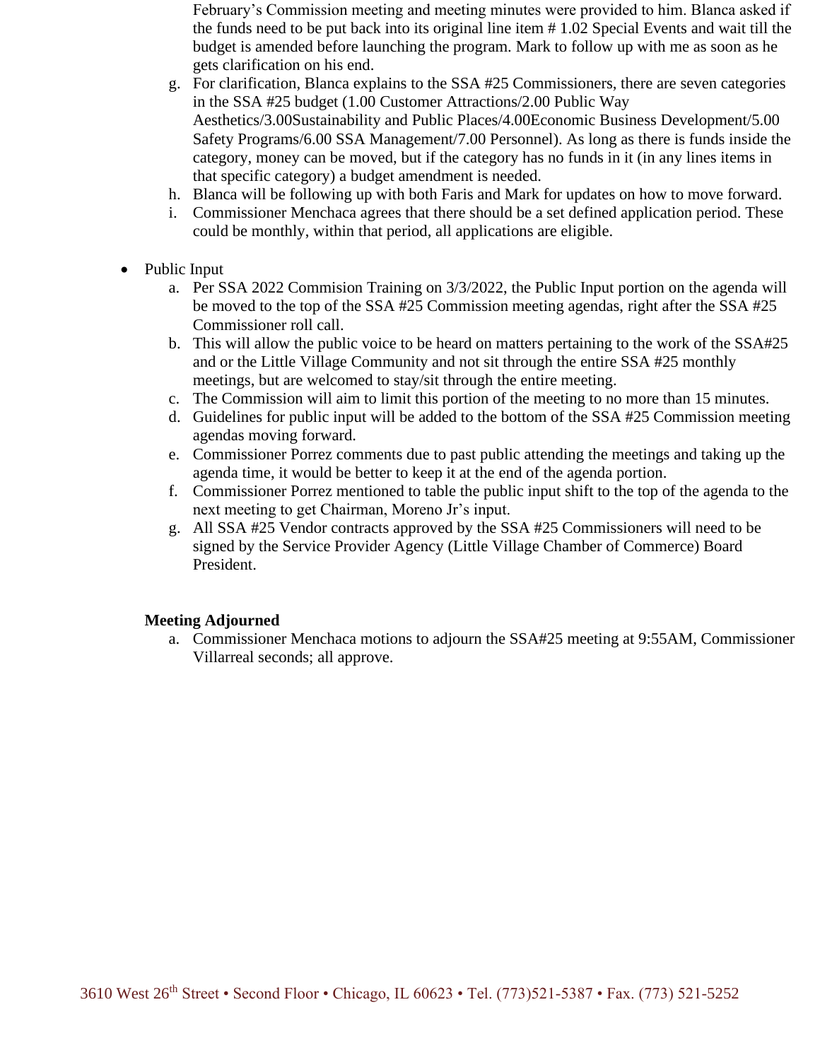February's Commission meeting and meeting minutes were provided to him. Blanca asked if the funds need to be put back into its original line item # 1.02 Special Events and wait till the budget is amended before launching the program. Mark to follow up with me as soon as he gets clarification on his end.

g. For clarification, Blanca explains to the SSA #25 Commissioners, there are seven categories in the SSA #25 budget (1.00 Customer Attractions/2.00 Public Way Aesthetics/3.00Sustainability and Public Places/4.00Economic Business Development/5.00 Safety Programs/6.00 SSA Management/7.00 Personnel). As long as there is funds inside the category, money can be moved, but if the category has no funds in it (in any lines items in that specific category) a budget amendment is needed.
h. Blanca will be following up with both Faris and Mark for updates on how to move forward.
i. Commissioner Menchaca agrees that there should be a set defined application period. These could be monthly, within that period, all applications are eligible.

- Public Input
  a. Per SSA 2022 Commision Training on 3/3/2022, the Public Input portion on the agenda will be moved to the top of the SSA #25 Commission meeting agendas, right after the SSA #25 Commissioner roll call.
  b. This will allow the public voice to be heard on matters pertaining to the work of the SSA#25 and or the Little Village Community and not sit through the entire SSA #25 monthly meetings, but are welcomed to stay/sit through the entire meeting.
  c. The Commission will aim to limit this portion of the meeting to no more than 15 minutes.
  d. Guidelines for public input will be added to the bottom of the SSA #25 Commission meeting agendas moving forward.
  e. Commissioner Porrez comments due to past public attending the meetings and taking up the agenda time, it would be better to keep it at the end of the agenda portion.
  f. Commissioner Porrez mentioned to table the public input shift to the top of the agenda to the next meeting to get Chairman, Moreno Jr's input.
  g. All SSA #25 Vendor contracts approved by the SSA #25 Commissioners will need to be signed by the Service Provider Agency (Little Village Chamber of Commerce) Board President.

**Meeting Adjourned**

a. Commissioner Menchaca motions to adjourn the SSA#25 meeting at 9:55AM, Commissioner Villarreal seconds; all approve.